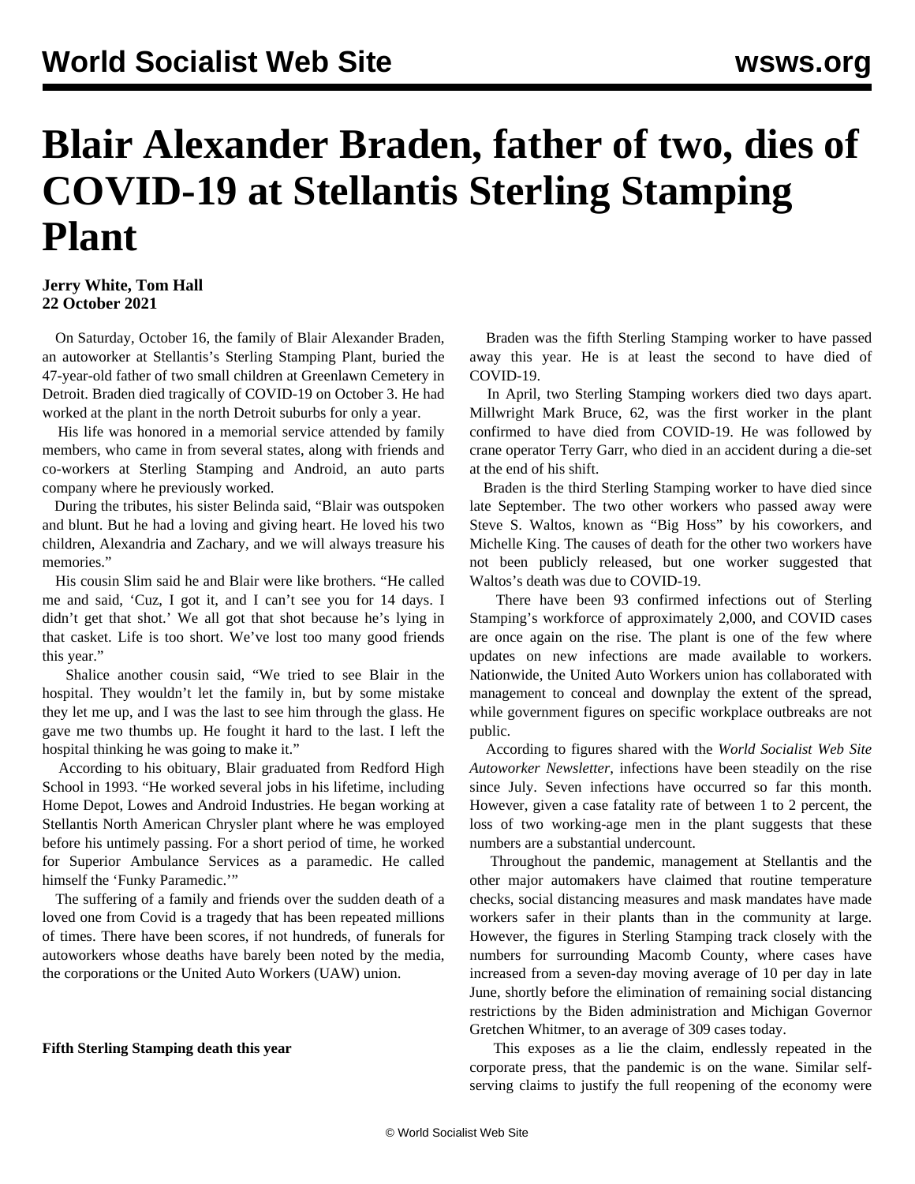# Blair Alexander Braden, father of two, dies of COVID-19 at Stellantis Sterling Stamping Plant

**Jerry White, Tom Hall**
**22 October 2021**

On Saturday, October 16, the family of Blair Alexander Braden, an autoworker at Stellantis's Sterling Stamping Plant, buried the 47-year-old father of two small children at Greenlawn Cemetery in Detroit. Braden died tragically of COVID-19 on October 3. He had worked at the plant in the north Detroit suburbs for only a year.

His life was honored in a memorial service attended by family members, who came in from several states, along with friends and co-workers at Sterling Stamping and Android, an auto parts company where he previously worked.

During the tributes, his sister Belinda said, "Blair was outspoken and blunt. But he had a loving and giving heart. He loved his two children, Alexandria and Zachary, and we will always treasure his memories."

His cousin Slim said he and Blair were like brothers. "He called me and said, 'Cuz, I got it, and I can't see you for 14 days. I didn't get that shot.' We all got that shot because he's lying in that casket. Life is too short. We've lost too many good friends this year."

Shalice another cousin said, "We tried to see Blair in the hospital. They wouldn't let the family in, but by some mistake they let me up, and I was the last to see him through the glass. He gave me two thumbs up. He fought it hard to the last. I left the hospital thinking he was going to make it."

According to his obituary, Blair graduated from Redford High School in 1993. "He worked several jobs in his lifetime, including Home Depot, Lowes and Android Industries. He began working at Stellantis North American Chrysler plant where he was employed before his untimely passing. For a short period of time, he worked for Superior Ambulance Services as a paramedic. He called himself the 'Funky Paramedic.'"

The suffering of a family and friends over the sudden death of a loved one from Covid is a tragedy that has been repeated millions of times. There have been scores, if not hundreds, of funerals for autoworkers whose deaths have barely been noted by the media, the corporations or the United Auto Workers (UAW) union.

**Fifth Sterling Stamping death this year**

Braden was the fifth Sterling Stamping worker to have passed away this year. He is at least the second to have died of COVID-19.

In April, two Sterling Stamping workers died two days apart. Millwright Mark Bruce, 62, was the first worker in the plant confirmed to have died from COVID-19. He was followed by crane operator Terry Garr, who died in an accident during a die-set at the end of his shift.

Braden is the third Sterling Stamping worker to have died since late September. The two other workers who passed away were Steve S. Waltos, known as "Big Hoss" by his coworkers, and Michelle King. The causes of death for the other two workers have not been publicly released, but one worker suggested that Waltos's death was due to COVID-19.

There have been 93 confirmed infections out of Sterling Stamping's workforce of approximately 2,000, and COVID cases are once again on the rise. The plant is one of the few where updates on new infections are made available to workers. Nationwide, the United Auto Workers union has collaborated with management to conceal and downplay the extent of the spread, while government figures on specific workplace outbreaks are not public.

According to figures shared with the *World Socialist Web Site Autoworker Newsletter*, infections have been steadily on the rise since July. Seven infections have occurred so far this month. However, given a case fatality rate of between 1 to 2 percent, the loss of two working-age men in the plant suggests that these numbers are a substantial undercount.

Throughout the pandemic, management at Stellantis and the other major automakers have claimed that routine temperature checks, social distancing measures and mask mandates have made workers safer in their plants than in the community at large. However, the figures in Sterling Stamping track closely with the numbers for surrounding Macomb County, where cases have increased from a seven-day moving average of 10 per day in late June, shortly before the elimination of remaining social distancing restrictions by the Biden administration and Michigan Governor Gretchen Whitmer, to an average of 309 cases today.

This exposes as a lie the claim, endlessly repeated in the corporate press, that the pandemic is on the wane. Similar self-serving claims to justify the full reopening of the economy were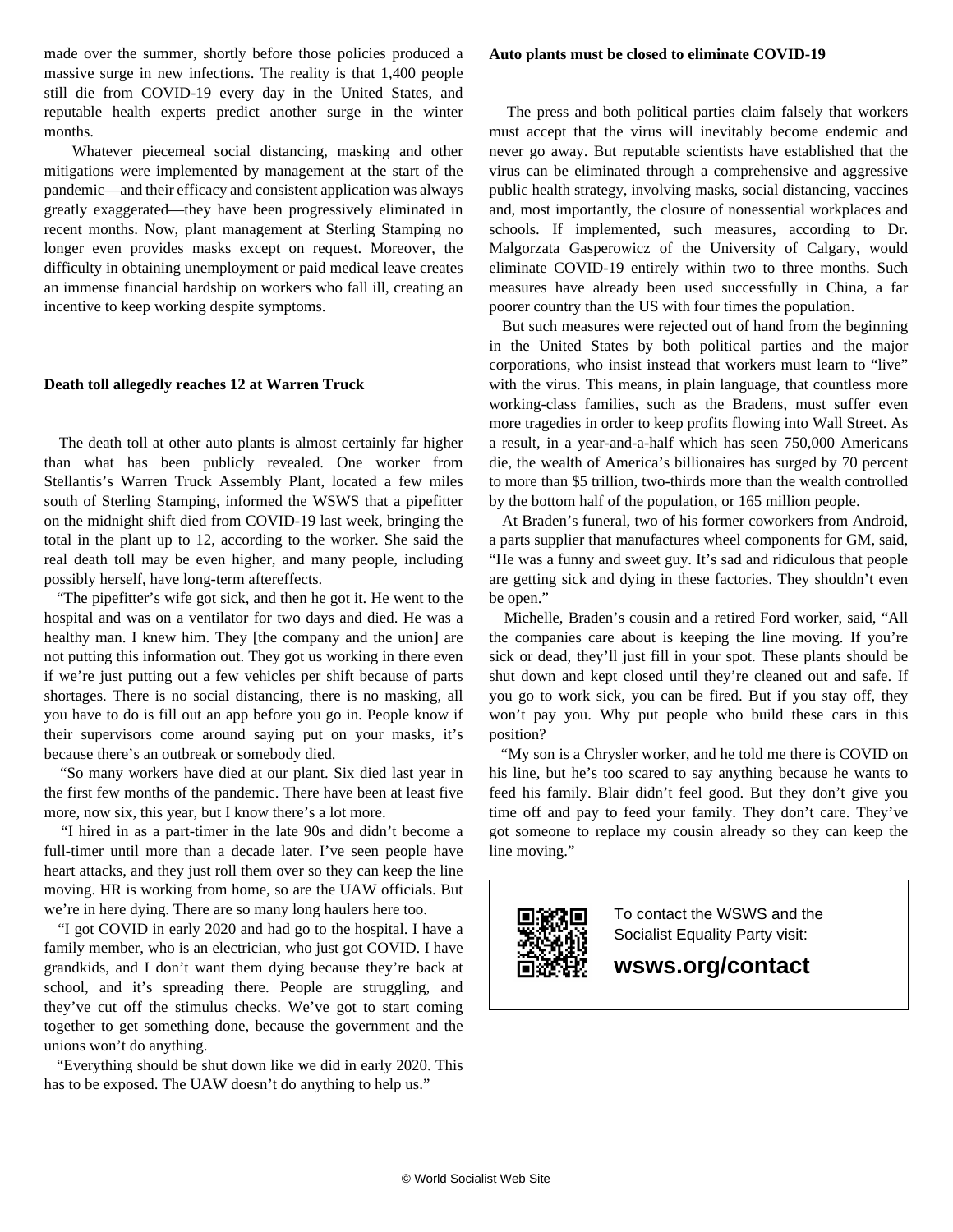made over the summer, shortly before those policies produced a massive surge in new infections. The reality is that 1,400 people still die from COVID-19 every day in the United States, and reputable health experts predict another surge in the winter months.

Whatever piecemeal social distancing, masking and other mitigations were implemented by management at the start of the pandemic—and their efficacy and consistent application was always greatly exaggerated—they have been progressively eliminated in recent months. Now, plant management at Sterling Stamping no longer even provides masks except on request. Moreover, the difficulty in obtaining unemployment or paid medical leave creates an immense financial hardship on workers who fall ill, creating an incentive to keep working despite symptoms.

**Death toll allegedly reaches 12 at Warren Truck**

The death toll at other auto plants is almost certainly far higher than what has been publicly revealed. One worker from Stellantis's Warren Truck Assembly Plant, located a few miles south of Sterling Stamping, informed the WSWS that a pipefitter on the midnight shift died from COVID-19 last week, bringing the total in the plant up to 12, according to the worker. She said the real death toll may be even higher, and many people, including possibly herself, have long-term aftereffects.

"The pipefitter's wife got sick, and then he got it. He went to the hospital and was on a ventilator for two days and died. He was a healthy man. I knew him. They [the company and the union] are not putting this information out. They got us working in there even if we're just putting out a few vehicles per shift because of parts shortages. There is no social distancing, there is no masking, all you have to do is fill out an app before you go in. People know if their supervisors come around saying put on your masks, it's because there's an outbreak or somebody died.

"So many workers have died at our plant. Six died last year in the first few months of the pandemic. There have been at least five more, now six, this year, but I know there's a lot more.

"I hired in as a part-timer in the late 90s and didn't become a full-timer until more than a decade later. I've seen people have heart attacks, and they just roll them over so they can keep the line moving. HR is working from home, so are the UAW officials. But we're in here dying. There are so many long haulers here too.

"I got COVID in early 2020 and had go to the hospital. I have a family member, who is an electrician, who just got COVID. I have grandkids, and I don't want them dying because they're back at school, and it's spreading there. People are struggling, and they've cut off the stimulus checks. We've got to start coming together to get something done, because the government and the unions won't do anything.

"Everything should be shut down like we did in early 2020. This has to be exposed. The UAW doesn't do anything to help us."

**Auto plants must be closed to eliminate COVID-19**

The press and both political parties claim falsely that workers must accept that the virus will inevitably become endemic and never go away. But reputable scientists have established that the virus can be eliminated through a comprehensive and aggressive public health strategy, involving masks, social distancing, vaccines and, most importantly, the closure of nonessential workplaces and schools. If implemented, such measures, according to Dr. Malgorzata Gasperowicz of the University of Calgary, would eliminate COVID-19 entirely within two to three months. Such measures have already been used successfully in China, a far poorer country than the US with four times the population.

But such measures were rejected out of hand from the beginning in the United States by both political parties and the major corporations, who insist instead that workers must learn to "live" with the virus. This means, in plain language, that countless more working-class families, such as the Bradens, must suffer even more tragedies in order to keep profits flowing into Wall Street. As a result, in a year-and-a-half which has seen 750,000 Americans die, the wealth of America's billionaires has surged by 70 percent to more than $5 trillion, two-thirds more than the wealth controlled by the bottom half of the population, or 165 million people.

At Braden's funeral, two of his former coworkers from Android, a parts supplier that manufactures wheel components for GM, said, "He was a funny and sweet guy. It's sad and ridiculous that people are getting sick and dying in these factories. They shouldn't even be open."

Michelle, Braden's cousin and a retired Ford worker, said, "All the companies care about is keeping the line moving. If you're sick or dead, they'll just fill in your spot. These plants should be shut down and kept closed until they're cleaned out and safe. If you go to work sick, you can be fired. But if you stay off, they won't pay you. Why put people who build these cars in this position?

"My son is a Chrysler worker, and he told me there is COVID on his line, but he's too scared to say anything because he wants to feed his family. Blair didn't feel good. But they don't give you time off and pay to feed your family. They don't care. They've got someone to replace my cousin already so they can keep the line moving."

To contact the WSWS and the Socialist Equality Party visit:

**wsws.org/contact**